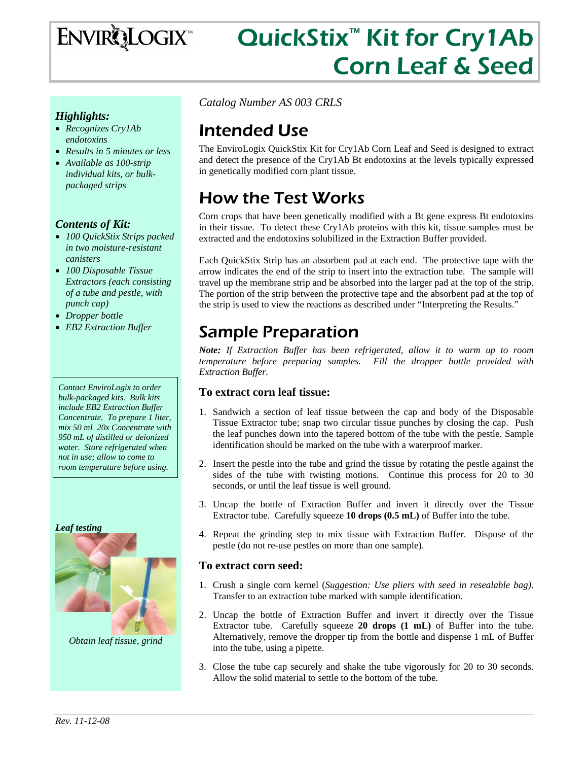# EnviroLogix™ QuickStix™ Kit for Cry1Ab Corn Leaf & Seed

*Catalog Number AS 003 CRLS*

### *Highlights:*

- *Recognizes Cry1Ab endotoxins*
- *Results in 5 minutes or less*
- *Available as 100-strip individual kits, or bulk-packaged strips*

### *Contents of Kit:*

- *100 QuickStix Strips packed in two moisture-resistant canisters*
- *100 Disposable Tissue Extractors (each consisting of a tube and pestle, with punch cap)*
- *Dropper bottle*
- *EB2 Extraction Buffer*

*Contact EnviroLogix to order bulk-packaged kits. Bulk kits include EB2 Extraction Buffer Concentrate. To prepare 1 liter, mix 50 mL 20x Concentrate with 950 mL of distilled or deionized water. Store refrigerated when not in use; allow to come to room temperature before using.*

***Leaf testing***

*Obtain leaf tissue, grind*

## Intended Use

The EnviroLogix QuickStix Kit for Cry1Ab Corn Leaf and Seed is designed to extract and detect the presence of the Cry1Ab Bt endotoxins at the levels typically expressed in genetically modified corn plant tissue.

## How the Test Works

Corn crops that have been genetically modified with a Bt gene express Bt endotoxins in their tissue. To detect these Cry1Ab proteins with this kit, tissue samples must be extracted and the endotoxins solubilized in the Extraction Buffer provided.

Each QuickStix Strip has an absorbent pad at each end. The protective tape with the arrow indicates the end of the strip to insert into the extraction tube. The sample will travel up the membrane strip and be absorbed into the larger pad at the top of the strip. The portion of the strip between the protective tape and the absorbent pad at the top of the strip is used to view the reactions as described under "Interpreting the Results."

## Sample Preparation

***Note:*** *If Extraction Buffer has been refrigerated, allow it to warm up to room temperature before preparing samples. Fill the dropper bottle provided with Extraction Buffer.*

### To extract corn leaf tissue:

1. Sandwich a section of leaf tissue between the cap and body of the Disposable Tissue Extractor tube; snap two circular tissue punches by closing the cap. Push the leaf punches down into the tapered bottom of the tube with the pestle. Sample identification should be marked on the tube with a waterproof marker.
2. Insert the pestle into the tube and grind the tissue by rotating the pestle against the sides of the tube with twisting motions. Continue this process for 20 to 30 seconds, or until the leaf tissue is well ground.
3. Uncap the bottle of Extraction Buffer and invert it directly over the Tissue Extractor tube. Carefully squeeze **10 drops (0.5 mL)** of Buffer into the tube.
4. Repeat the grinding step to mix tissue with Extraction Buffer. Dispose of the pestle (do not re-use pestles on more than one sample).

### To extract corn seed:

1. Crush a single corn kernel (*Suggestion: Use pliers with seed in resealable bag).* Transfer to an extraction tube marked with sample identification.
2. Uncap the bottle of Extraction Buffer and invert it directly over the Tissue Extractor tube. Carefully squeeze **20 drops (1 mL)** of Buffer into the tube. Alternatively, remove the dropper tip from the bottle and dispense 1 mL of Buffer into the tube, using a pipette.
3. Close the tube cap securely and shake the tube vigorously for 20 to 30 seconds. Allow the solid material to settle to the bottom of the tube.

*Rev. 11-12-08*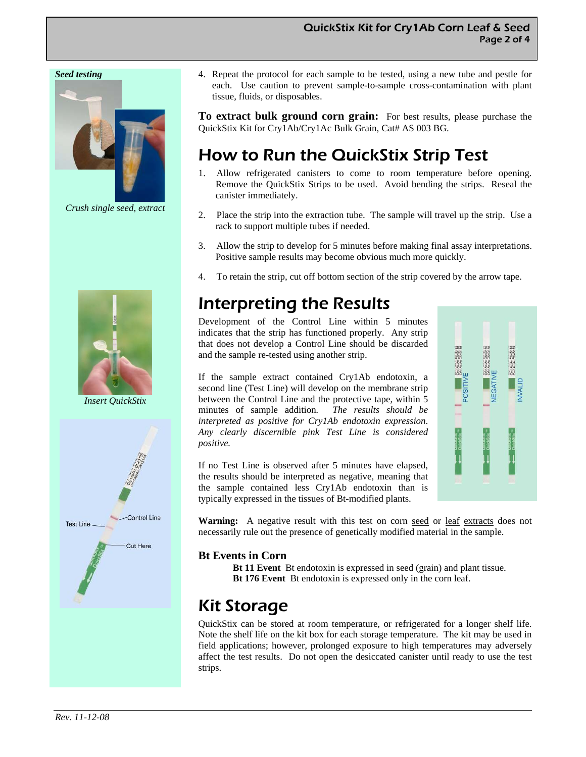*Seed testing*

*Crush single seed, extract*

*Insert QuickStix*

Test Line

Control Line

Cut Here

4. Repeat the protocol for each sample to be tested, using a new tube and pestle for each. Use caution to prevent sample-to-sample cross-contamination with plant tissue, fluids, or disposables.

**To extract bulk ground corn grain:** For best results, please purchase the QuickStix Kit for Cry1Ab/Cry1Ac Bulk Grain, Cat# AS 003 BG.

# How to Run the QuickStix Strip Test

1. Allow refrigerated canisters to come to room temperature before opening. Remove the QuickStix Strips to be used. Avoid bending the strips. Reseal the canister immediately.

2. Place the strip into the extraction tube. The sample will travel up the strip. Use a rack to support multiple tubes if needed.

3. Allow the strip to develop for 5 minutes before making final assay interpretations. Positive sample results may become obvious much more quickly.

4. To retain the strip, cut off bottom section of the strip covered by the arrow tape.

# Interpreting the Results

Development of the Control Line within 5 minutes indicates that the strip has functioned properly. Any strip that does not develop a Control Line should be discarded and the sample re-tested using another strip.

If the sample extract contained Cry1Ab endotoxin, a second line (Test Line) will develop on the membrane strip between the Control Line and the protective tape, within 5 minutes of sample addition. *The results should be interpreted as positive for Cry1Ab endotoxin expression. Any clearly discernible pink Test Line is considered positive.*

If no Test Line is observed after 5 minutes have elapsed, the results should be interpreted as negative, meaning that the sample contained less Cry1Ab endotoxin than is typically expressed in the tissues of Bt-modified plants.

POSITIVE NEGATIVE INVALID

**Warning:** A negative result with this test on corn seed or leaf extracts does not necessarily rule out the presence of genetically modified material in the sample.

### Bt Events in Corn

**Bt 11 Event** Bt endotoxin is expressed in seed (grain) and plant tissue.
**Bt 176 Event** Bt endotoxin is expressed only in the corn leaf.

# Kit Storage

QuickStix can be stored at room temperature, or refrigerated for a longer shelf life. Note the shelf life on the kit box for each storage temperature. The kit may be used in field applications; however, prolonged exposure to high temperatures may adversely affect the test results. Do not open the desiccated canister until ready to use the test strips.

*Rev. 11-12-08*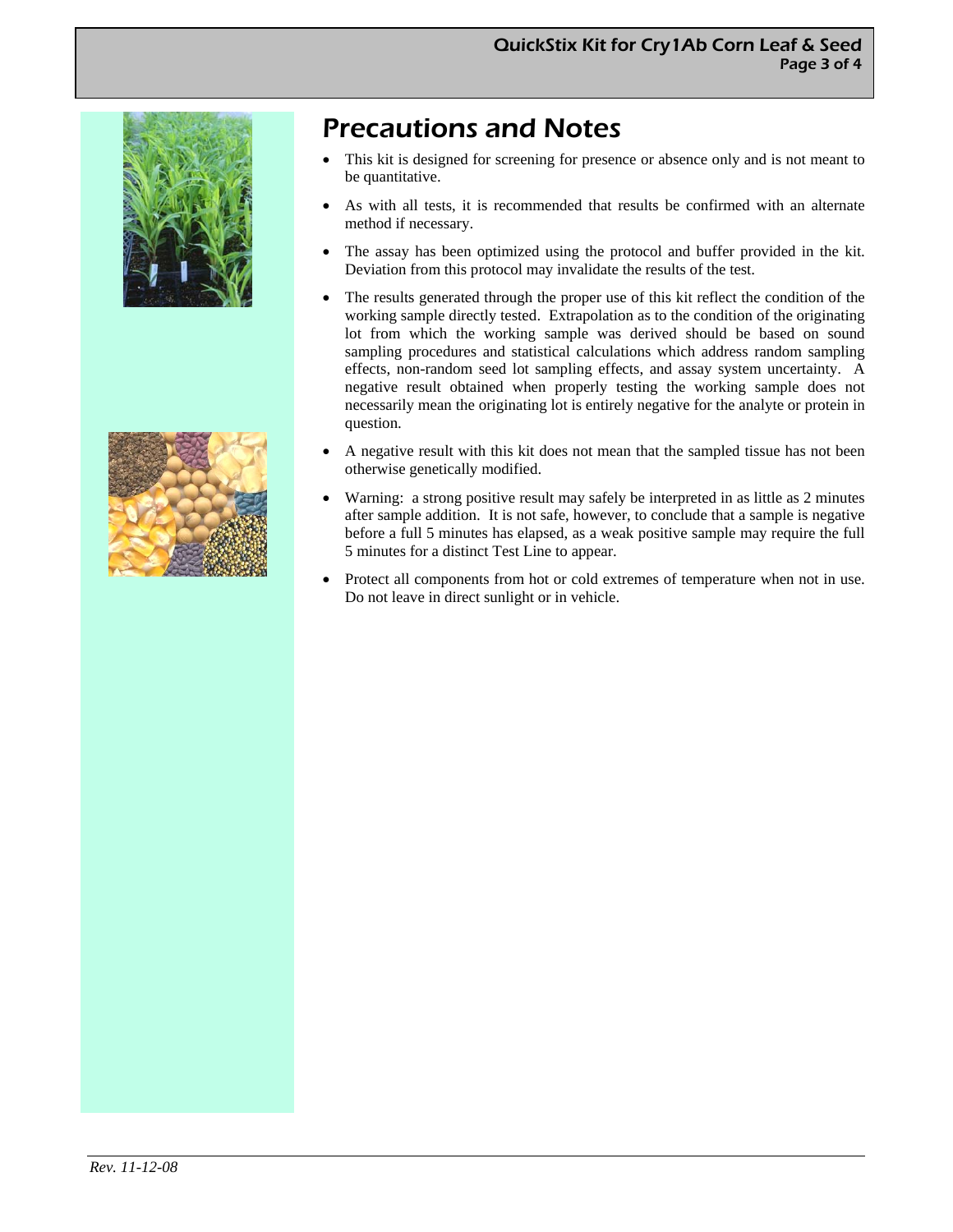# Precautions and Notes

- This kit is designed for screening for presence or absence only and is not meant to be quantitative.
- As with all tests, it is recommended that results be confirmed with an alternate method if necessary.
- The assay has been optimized using the protocol and buffer provided in the kit. Deviation from this protocol may invalidate the results of the test.
- The results generated through the proper use of this kit reflect the condition of the working sample directly tested. Extrapolation as to the condition of the originating lot from which the working sample was derived should be based on sound sampling procedures and statistical calculations which address random sampling effects, non-random seed lot sampling effects, and assay system uncertainty. A negative result obtained when properly testing the working sample does not necessarily mean the originating lot is entirely negative for the analyte or protein in question.
- A negative result with this kit does not mean that the sampled tissue has not been otherwise genetically modified.
- Warning: a strong positive result may safely be interpreted in as little as 2 minutes after sample addition. It is not safe, however, to conclude that a sample is negative before a full 5 minutes has elapsed, as a weak positive sample may require the full 5 minutes for a distinct Test Line to appear.
- Protect all components from hot or cold extremes of temperature when not in use. Do not leave in direct sunlight or in vehicle.

*Rev. 11-12-08*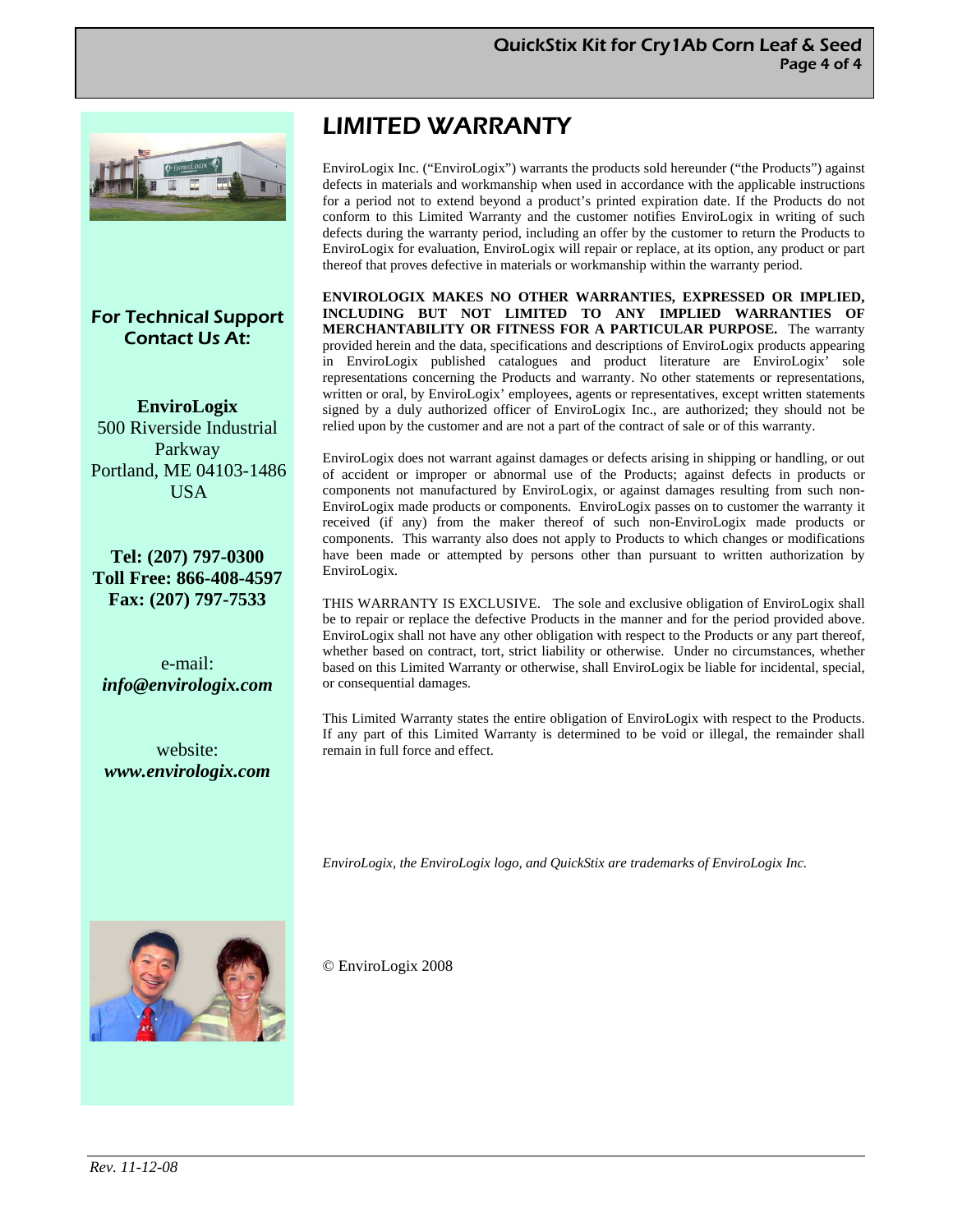## For Technical Support Contact Us At:

**EnviroLogix**
500 Riverside Industrial Parkway
Portland, ME 04103-1486
USA

**Tel: (207) 797-0300**
**Toll Free: 866-408-4597**
**Fax: (207) 797-7533**

e-mail:
***info@envirologix.com***

website:
***www.envirologix.com***

# LIMITED WARRANTY

EnviroLogix Inc. ("EnviroLogix") warrants the products sold hereunder ("the Products") against defects in materials and workmanship when used in accordance with the applicable instructions for a period not to extend beyond a product's printed expiration date. If the Products do not conform to this Limited Warranty and the customer notifies EnviroLogix in writing of such defects during the warranty period, including an offer by the customer to return the Products to EnviroLogix for evaluation, EnviroLogix will repair or replace, at its option, any product or part thereof that proves defective in materials or workmanship within the warranty period.

**ENVIROLOGIX MAKES NO OTHER WARRANTIES, EXPRESSED OR IMPLIED, INCLUDING BUT NOT LIMITED TO ANY IMPLIED WARRANTIES OF MERCHANTABILITY OR FITNESS FOR A PARTICULAR PURPOSE.** The warranty provided herein and the data, specifications and descriptions of EnviroLogix products appearing in EnviroLogix published catalogues and product literature are EnviroLogix' sole representations concerning the Products and warranty. No other statements or representations, written or oral, by EnviroLogix' employees, agents or representatives, except written statements signed by a duly authorized officer of EnviroLogix Inc., are authorized; they should not be relied upon by the customer and are not a part of the contract of sale or of this warranty.

EnviroLogix does not warrant against damages or defects arising in shipping or handling, or out of accident or improper or abnormal use of the Products; against defects in products or components not manufactured by EnviroLogix, or against damages resulting from such non-EnviroLogix made products or components. EnviroLogix passes on to customer the warranty it received (if any) from the maker thereof of such non-EnviroLogix made products or components. This warranty also does not apply to Products to which changes or modifications have been made or attempted by persons other than pursuant to written authorization by EnviroLogix.

THIS WARRANTY IS EXCLUSIVE. The sole and exclusive obligation of EnviroLogix shall be to repair or replace the defective Products in the manner and for the period provided above. EnviroLogix shall not have any other obligation with respect to the Products or any part thereof, whether based on contract, tort, strict liability or otherwise. Under no circumstances, whether based on this Limited Warranty or otherwise, shall EnviroLogix be liable for incidental, special, or consequential damages.

This Limited Warranty states the entire obligation of EnviroLogix with respect to the Products. If any part of this Limited Warranty is determined to be void or illegal, the remainder shall remain in full force and effect.

*EnviroLogix, the EnviroLogix logo, and QuickStix are trademarks of EnviroLogix Inc.*

© EnviroLogix 2008

*Rev. 11-12-08*